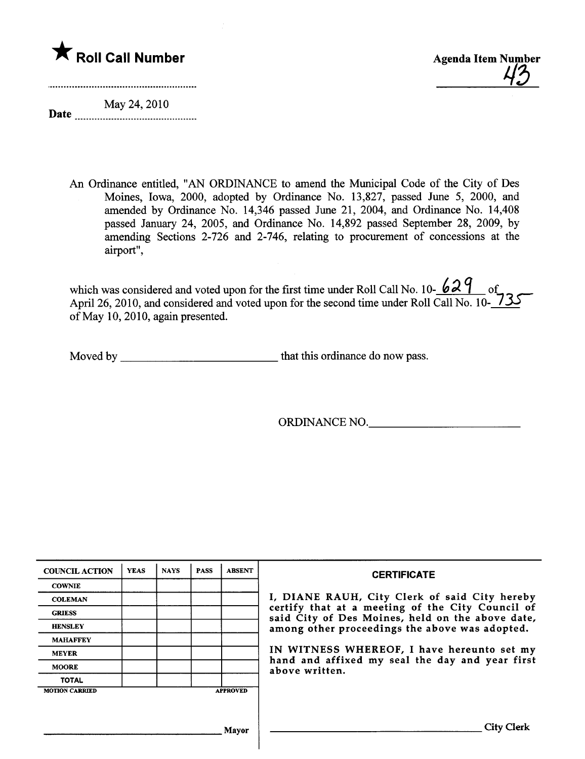★ **Roll Call Number**

Agenda Item Number
43

Date May 24, 2010

An Ordinance entitled, "AN ORDINANCE to amend the Municipal Code of the City of Des Moines, Iowa, 2000, adopted by Ordinance No. 13,827, passed June 5, 2000, and amended by Ordinance No. 14,346 passed June 21, 2004, and Ordinance No. 14,408 passed January 24, 2005, and Ordinance No. 14,892 passed September 28, 2009, by amending Sections 2-726 and 2-746, relating to procurement of concessions at the airport",

which was considered and voted upon for the first time under Roll Call No. 10-629 of April 26, 2010, and considered and voted upon for the second time under Roll Call No. 10-735 of May 10, 2010, again presented.

Moved by ________________________ that this ordinance do now pass.

ORDINANCE NO.________________________

| COUNCIL ACTION | YEAS | NAYS | PASS | ABSENT |
|---|---|---|---|---|
| COWNIE | | | | |
| COLEMAN | | | | |
| GRIESS | | | | |
| HENSLEY | | | | |
| MAHAFFEY | | | | |
| MEYER | | | | |
| MOORE | | | | |
| TOTAL | | | | |

MOTION CARRIED APPROVED

________________________ Mayor

**CERTIFICATE**

I, DIANE RAUH, City Clerk of said City hereby certify that at a meeting of the City Council of said City of Des Moines, held on the above date, among other proceedings the above was adopted.

IN WITNESS WHEREOF, I have hereunto set my hand and affixed my seal the day and year first above written.

________________________ City Clerk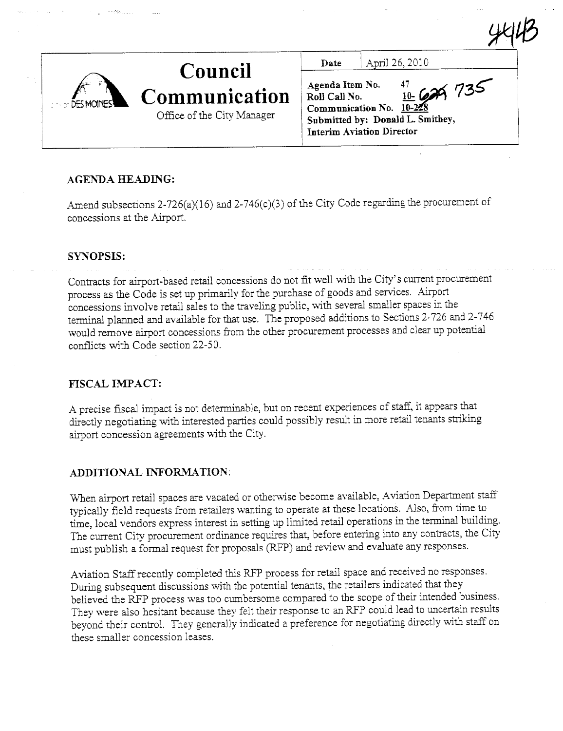4443

# Council Communication

Office of the City Manager

| Date | April 26, 2010 |
| --- | --- |
| Agenda Item No. 47<br>Roll Call No. 10- 735<br>Communication No. 10-228<br>Submitted by: Donald L. Smithey, Interim Aviation Director | |

## AGENDA HEADING:

Amend subsections 2-726(a)(16) and 2-746(c)(3) of the City Code regarding the procurement of concessions at the Airport.

## SYNOPSIS:

Contracts for airport-based retail concessions do not fit well with the City's current procurement process as the Code is set up primarily for the purchase of goods and services. Airport concessions involve retail sales to the traveling public, with several smaller spaces in the terminal planned and available for that use. The proposed additions to Sections 2-726 and 2-746 would remove airport concessions from the other procurement processes and clear up potential conflicts with Code section 22-50.

## FISCAL IMPACT:

A precise fiscal impact is not determinable, but on recent experiences of staff, it appears that directly negotiating with interested parties could possibly result in more retail tenants striking airport concession agreements with the City.

## ADDITIONAL INFORMATION:

When airport retail spaces are vacated or otherwise become available, Aviation Department staff typically field requests from retailers wanting to operate at these locations. Also, from time to time, local vendors express interest in setting up limited retail operations in the terminal building. The current City procurement ordinance requires that, before entering into any contracts, the City must publish a formal request for proposals (RFP) and review and evaluate any responses.

Aviation Staff recently completed this RFP process for retail space and received no responses. During subsequent discussions with the potential tenants, the retailers indicated that they believed the RFP process was too cumbersome compared to the scope of their intended business. They were also hesitant because they felt their response to an RFP could lead to uncertain results beyond their control. They generally indicated a preference for negotiating directly with staff on these smaller concession leases.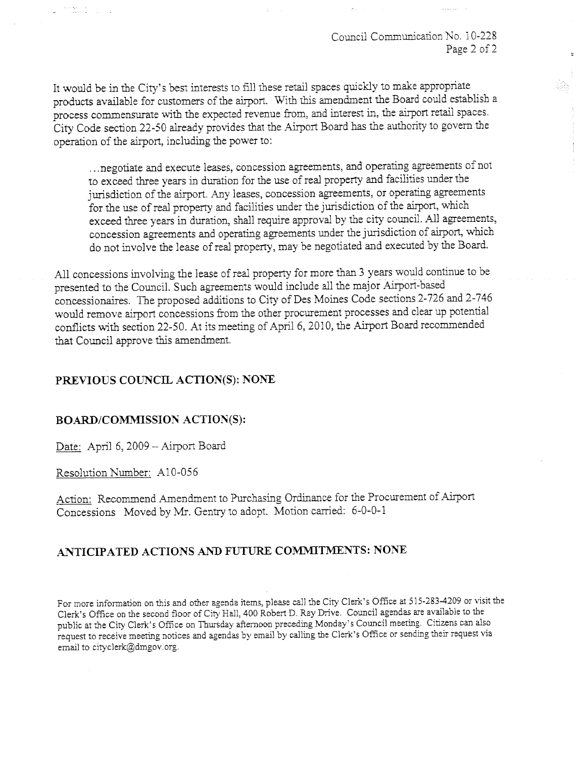It would be in the City's best interests to fill these retail spaces quickly to make appropriate products available for customers of the airport. With this amendment the Board could establish a process commensurate with the expected revenue from, and interest in, the airport retail spaces. City Code section 22-50 already provides that the Airport Board has the authority to govern the operation of the airport, including the power to:

> ...negotiate and execute leases, concession agreements, and operating agreements of not to exceed three years in duration for the use of real property and facilities under the jurisdiction of the airport. Any leases, concession agreements, or operating agreements for the use of real property and facilities under the jurisdiction of the airport, which exceed three years in duration, shall require approval by the city council. All agreements, concession agreements and operating agreements under the jurisdiction of airport, which do not involve the lease of real property, may be negotiated and executed by the Board.

All concessions involving the lease of real property for more than 3 years would continue to be presented to the Council. Such agreements would include all the major Airport-based concessionaires. The proposed additions to City of Des Moines Code sections 2-726 and 2-746 would remove airport concessions from the other procurement processes and clear up potential conflicts with section 22-50. At its meeting of April 6, 2010, the Airport Board recommended that Council approve this amendment.

## PREVIOUS COUNCIL ACTION(S): NONE

## BOARD/COMMISSION ACTION(S):

Date: April 6, 2009 – Airport Board

Resolution Number: A10-056

Action: Recommend Amendment to Purchasing Ordinance for the Procurement of Airport Concessions Moved by Mr. Gentry to adopt. Motion carried: 6-0-0-1

## ANTICIPATED ACTIONS AND FUTURE COMMITMENTS: NONE

For more information on this and other agenda items, please call the City Clerk's Office at 515-283-4209 or visit the Clerk's Office on the second floor of City Hall, 400 Robert D. Ray Drive. Council agendas are available to the public at the City Clerk's Office on Thursday afternoon preceding Monday's Council meeting. Citizens can also request to receive meeting notices and agendas by email by calling the Clerk's Office or sending their request via email to cityclerk@dmgov.org.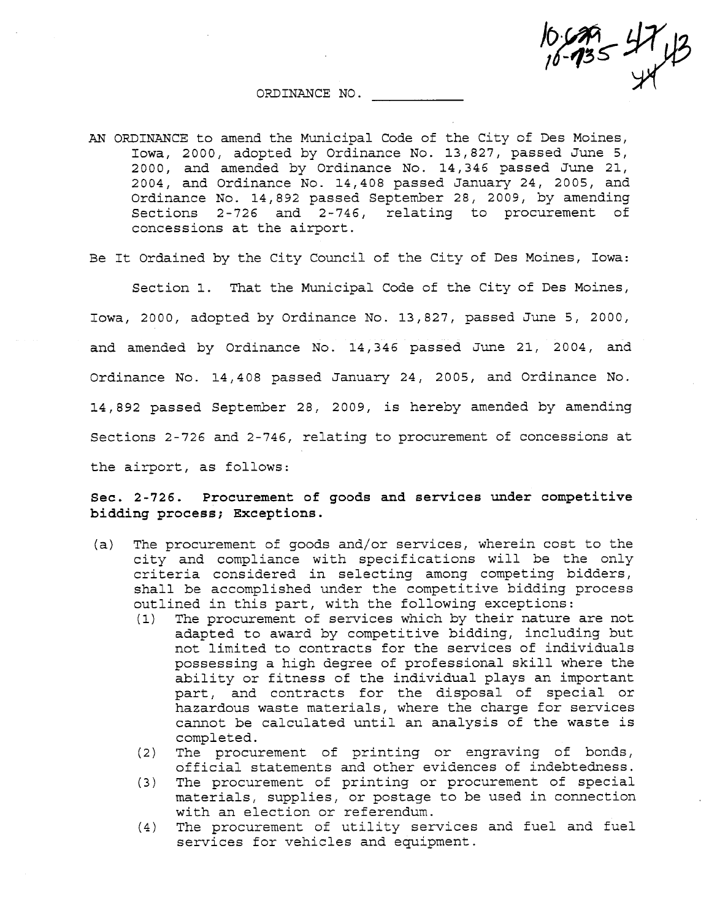10-679 47,43
10-735 44

ORDINANCE NO. ___________

AN ORDINANCE to amend the Municipal Code of the City of Des Moines, Iowa, 2000, adopted by Ordinance No. 13,827, passed June 5, 2000, and amended by Ordinance No. 14,346 passed June 21, 2004, and Ordinance No. 14,408 passed January 24, 2005, and Ordinance No. 14,892 passed September 28, 2009, by amending Sections 2-726 and 2-746, relating to procurement of concessions at the airport.

Be It Ordained by the City Council of the City of Des Moines, Iowa:

Section 1. That the Municipal Code of the City of Des Moines, Iowa, 2000, adopted by Ordinance No. 13,827, passed June 5, 2000, and amended by Ordinance No. 14,346 passed June 21, 2004, and Ordinance No. 14,408 passed January 24, 2005, and Ordinance No. 14,892 passed September 28, 2009, is hereby amended by amending Sections 2-726 and 2-746, relating to procurement of concessions at the airport, as follows:

**Sec. 2-726. Procurement of goods and services under competitive bidding process; Exceptions.**

(a) The procurement of goods and/or services, wherein cost to the city and compliance with specifications will be the only criteria considered in selecting among competing bidders, shall be accomplished under the competitive bidding process outlined in this part, with the following exceptions:

(1) The procurement of services which by their nature are not adapted to award by competitive bidding, including but not limited to contracts for the services of individuals possessing a high degree of professional skill where the ability or fitness of the individual plays an important part, and contracts for the disposal of special or hazardous waste materials, where the charge for services cannot be calculated until an analysis of the waste is completed.

(2) The procurement of printing or engraving of bonds, official statements and other evidences of indebtedness.

(3) The procurement of printing or procurement of special materials, supplies, or postage to be used in connection with an election or referendum.

(4) The procurement of utility services and fuel and fuel services for vehicles and equipment.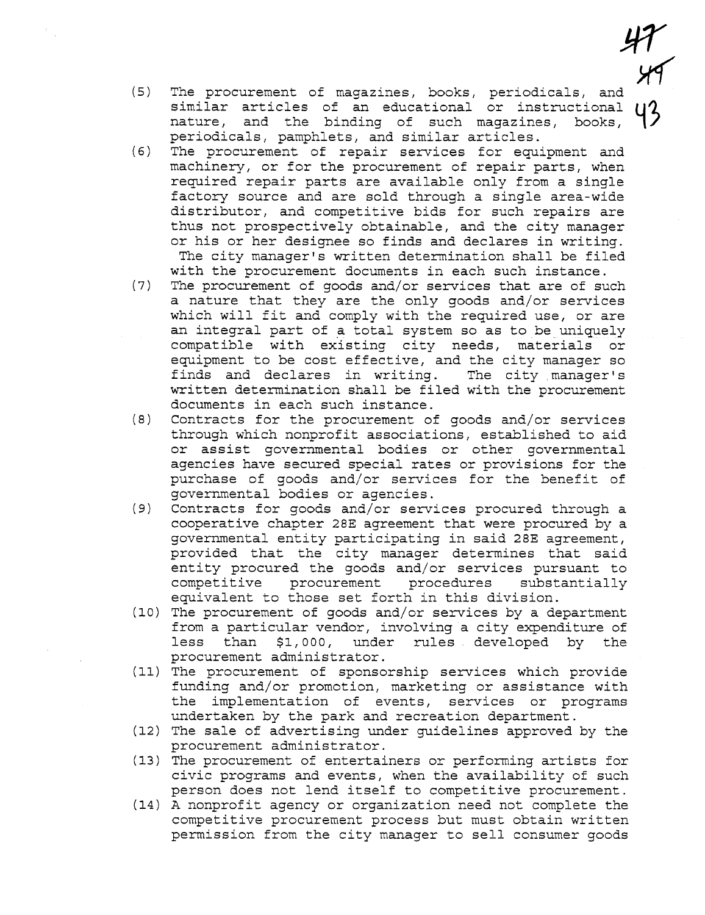(5) The procurement of magazines, books, periodicals, and similar articles of an educational or instructional nature, and the binding of such magazines, books, periodicals, pamphlets, and similar articles.

(6) The procurement of repair services for equipment and machinery, or for the procurement of repair parts, when required repair parts are available only from a single factory source and are sold through a single area-wide distributor, and competitive bids for such repairs are thus not prospectively obtainable, and the city manager or his or her designee so finds and declares in writing. The city manager's written determination shall be filed with the procurement documents in each such instance.

(7) The procurement of goods and/or services that are of such a nature that they are the only goods and/or services which will fit and comply with the required use, or are an integral part of a total system so as to be uniquely compatible with existing city needs, materials or equipment to be cost effective, and the city manager so finds and declares in writing. The city manager's written determination shall be filed with the procurement documents in each such instance.

(8) Contracts for the procurement of goods and/or services through which nonprofit associations, established to aid or assist governmental bodies or other governmental agencies have secured special rates or provisions for the purchase of goods and/or services for the benefit of governmental bodies or agencies.

(9) Contracts for goods and/or services procured through a cooperative chapter 28E agreement that were procured by a governmental entity participating in said 28E agreement, provided that the city manager determines that said entity procured the goods and/or services pursuant to competitive procurement procedures substantially equivalent to those set forth in this division.

(10) The procurement of goods and/or services by a department from a particular vendor, involving a city expenditure of less than $1,000, under rules developed by the procurement administrator.

(11) The procurement of sponsorship services which provide funding and/or promotion, marketing or assistance with the implementation of events, services or programs undertaken by the park and recreation department.

(12) The sale of advertising under guidelines approved by the procurement administrator.

(13) The procurement of entertainers or performing artists for civic programs and events, when the availability of such person does not lend itself to competitive procurement.

(14) A nonprofit agency or organization need not complete the competitive procurement process but must obtain written permission from the city manager to sell consumer goods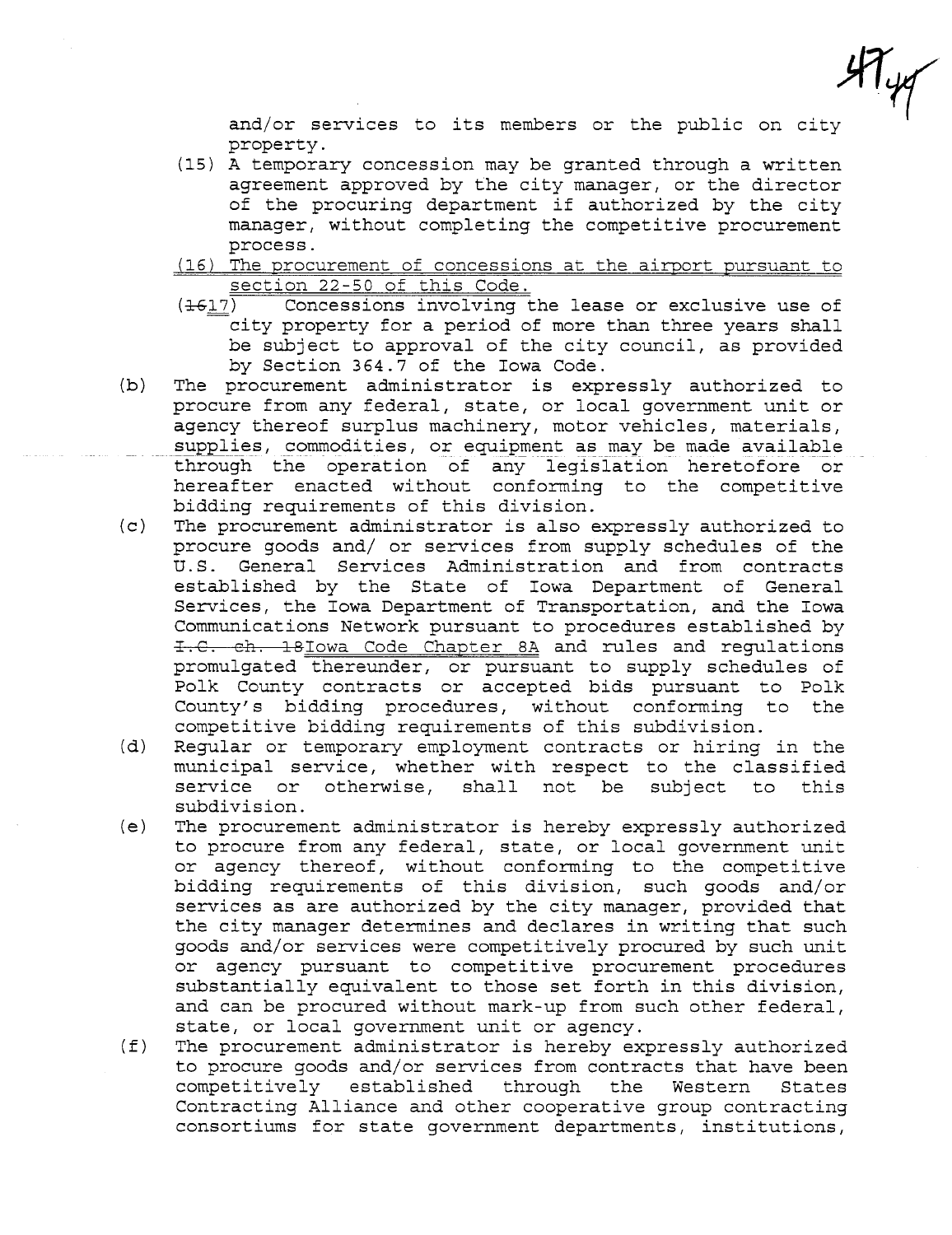and/or services to its members or the public on city property.

(15) A temporary concession may be granted through a written agreement approved by the city manager, or the director of the procuring department if authorized by the city manager, without completing the competitive procurement process.

<u>(16) The procurement of concessions at the airport pursuant to section 22-50 of this Code.</u>

(~~16~~<u>17</u>) Concessions involving the lease or exclusive use of city property for a period of more than three years shall be subject to approval of the city council, as provided by Section 364.7 of the Iowa Code.

(b) The procurement administrator is expressly authorized to procure from any federal, state, or local government unit or agency thereof surplus machinery, motor vehicles, materials, supplies, commodities, or equipment as may be made available through the operation of any legislation heretofore or hereafter enacted without conforming to the competitive bidding requirements of this division.

(c) The procurement administrator is also expressly authorized to procure goods and/ or services from supply schedules of the U.S. General Services Administration and from contracts established by the State of Iowa Department of General Services, the Iowa Department of Transportation, and the Iowa Communications Network pursuant to procedures established by ~~I.C. ch. 18~~<u>Iowa Code Chapter 8A</u> and rules and regulations promulgated thereunder, or pursuant to supply schedules of Polk County contracts or accepted bids pursuant to Polk County's bidding procedures, without conforming to the competitive bidding requirements of this subdivision.

(d) Regular or temporary employment contracts or hiring in the municipal service, whether with respect to the classified service or otherwise, shall not be subject to this subdivision.

(e) The procurement administrator is hereby expressly authorized to procure from any federal, state, or local government unit or agency thereof, without conforming to the competitive bidding requirements of this division, such goods and/or services as are authorized by the city manager, provided that the city manager determines and declares in writing that such goods and/or services were competitively procured by such unit or agency pursuant to competitive procurement procedures substantially equivalent to those set forth in this division, and can be procured without mark-up from such other federal, state, or local government unit or agency.

(f) The procurement administrator is hereby expressly authorized to procure goods and/or services from contracts that have been competitively established through the Western States Contracting Alliance and other cooperative group contracting consortiums for state government departments, institutions,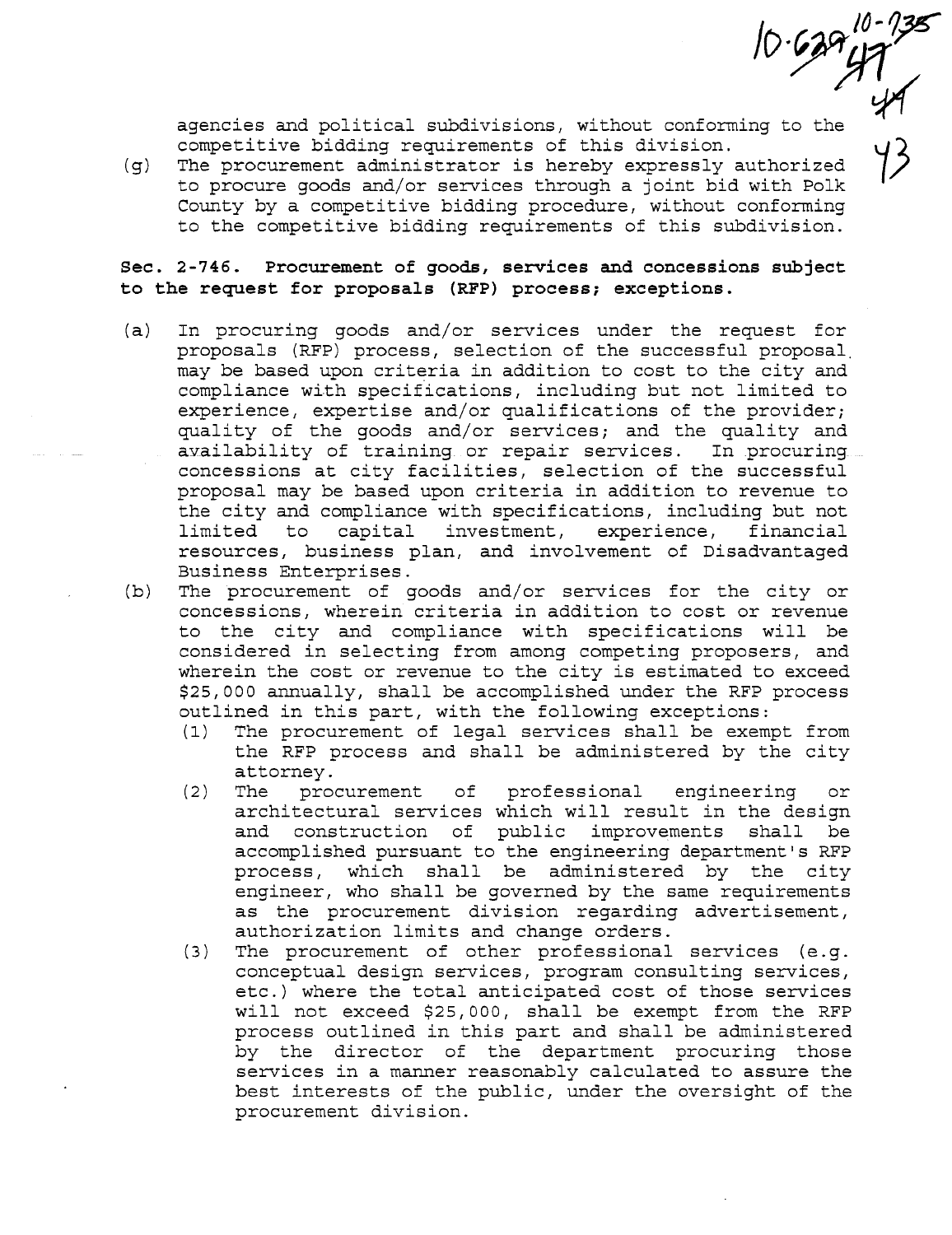agencies and political subdivisions, without conforming to the competitive bidding requirements of this division.

(g) The procurement administrator is hereby expressly authorized to procure goods and/or services through a joint bid with Polk County by a competitive bidding procedure, without conforming to the competitive bidding requirements of this subdivision.

**Sec. 2-746. Procurement of goods, services and concessions subject to the request for proposals (RFP) process; exceptions.**

(a) In procuring goods and/or services under the request for proposals (RFP) process, selection of the successful proposal may be based upon criteria in addition to cost to the city and compliance with specifications, including but not limited to experience, expertise and/or qualifications of the provider; quality of the goods and/or services; and the quality and availability of training or repair services. In procuring concessions at city facilities, selection of the successful proposal may be based upon criteria in addition to revenue to the city and compliance with specifications, including but not limited to capital investment, experience, financial resources, business plan, and involvement of Disadvantaged Business Enterprises.

(b) The procurement of goods and/or services for the city or concessions, wherein criteria in addition to cost or revenue to the city and compliance with specifications will be considered in selecting from among competing proposers, and wherein the cost or revenue to the city is estimated to exceed $25,000 annually, shall be accomplished under the RFP process outlined in this part, with the following exceptions:

(1) The procurement of legal services shall be exempt from the RFP process and shall be administered by the city attorney.

(2) The procurement of professional engineering or architectural services which will result in the design and construction of public improvements shall be accomplished pursuant to the engineering department's RFP process, which shall be administered by the city engineer, who shall be governed by the same requirements as the procurement division regarding advertisement, authorization limits and change orders.

(3) The procurement of other professional services (e.g. conceptual design services, program consulting services, etc.) where the total anticipated cost of those services will not exceed $25,000, shall be exempt from the RFP process outlined in this part and shall be administered by the director of the department procuring those services in a manner reasonably calculated to assure the best interests of the public, under the oversight of the procurement division.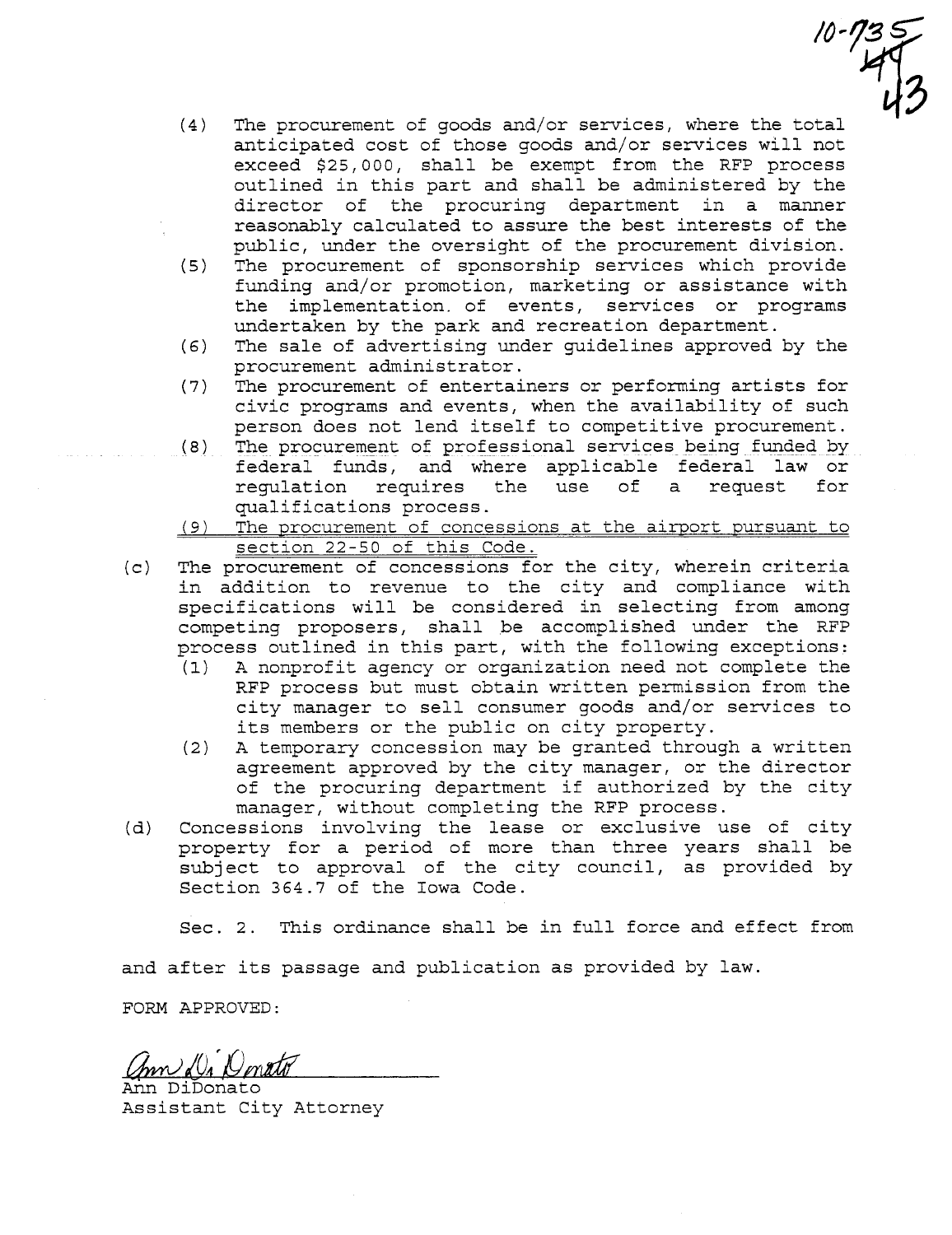10-735
49
43

(4) The procurement of goods and/or services, where the total anticipated cost of those goods and/or services will not exceed $25,000, shall be exempt from the RFP process outlined in this part and shall be administered by the director of the procuring department in a manner reasonably calculated to assure the best interests of the public, under the oversight of the procurement division.

(5) The procurement of sponsorship services which provide funding and/or promotion, marketing or assistance with the implementation of events, services or programs undertaken by the park and recreation department.

(6) The sale of advertising under guidelines approved by the procurement administrator.

(7) The procurement of entertainers or performing artists for civic programs and events, when the availability of such person does not lend itself to competitive procurement.

(8) The procurement of professional services being funded by federal funds, and where applicable federal law or regulation requires the use of a request for qualifications process.

<u>(9) The procurement of concessions at the airport pursuant to section 22-50 of this Code.</u>

(c) The procurement of concessions for the city, wherein criteria in addition to revenue to the city and compliance with specifications will be considered in selecting from among competing proposers, shall be accomplished under the RFP process outlined in this part, with the following exceptions:

(1) A nonprofit agency or organization need not complete the RFP process but must obtain written permission from the city manager to sell consumer goods and/or services to its members or the public on city property.

(2) A temporary concession may be granted through a written agreement approved by the city manager, or the director of the procuring department if authorized by the city manager, without completing the RFP process.

(d) Concessions involving the lease or exclusive use of city property for a period of more than three years shall be subject to approval of the city council, as provided by Section 364.7 of the Iowa Code.

Sec. 2. This ordinance shall be in full force and effect from and after its passage and publication as provided by law.

FORM APPROVED:

Ann DiDonato

Ann DiDonato
Assistant City Attorney